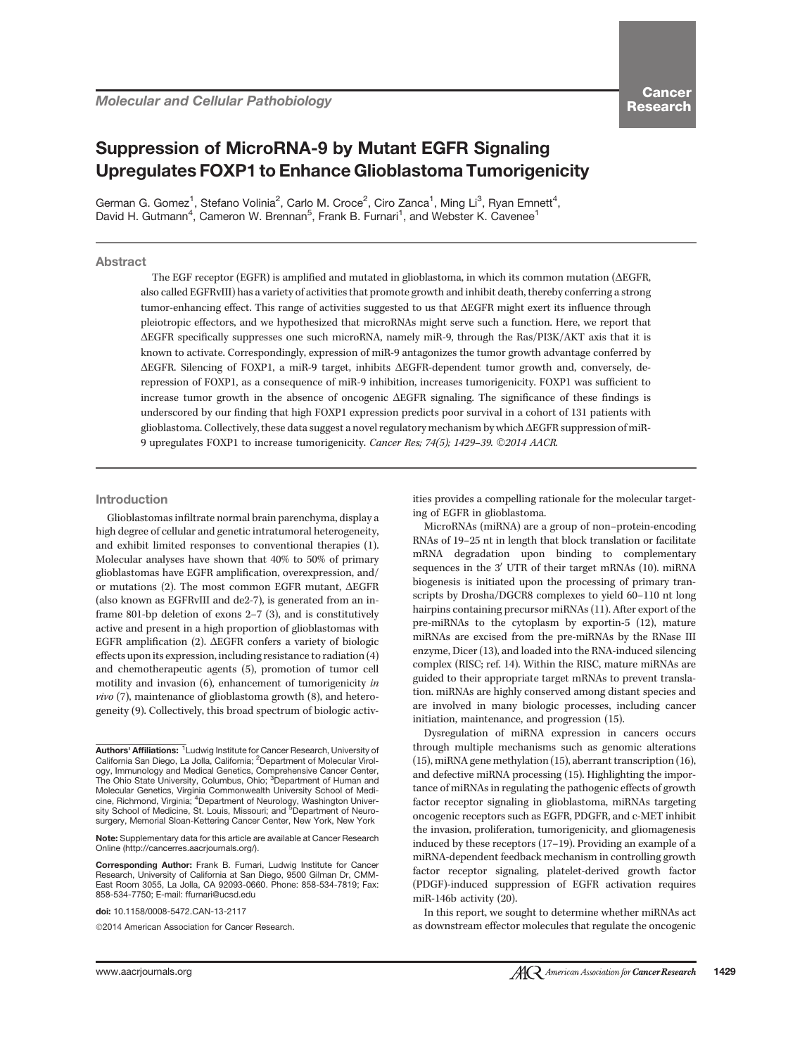Molecular and Cellular Pathobiology

# Suppression of MicroRNA-9 by Mutant EGFR Signaling Upregulates FOXP1 to Enhance Glioblastoma Tumorigenicity

German G. Gomez[1], Stefano Volinia[2], Carlo M. Croce[2], Ciro Zanca[1], Ming Li[3], Ryan Emnett[4], David H. Gutmann[4], Cameron W. Brennan[5], Frank B. Furnari[1], and Webster K. Cavenee[1]

## Abstract

The EGF receptor (EGFR) is amplified and mutated in glioblastoma, in which its common mutation (ΔEGFR, also called EGFRvIII) has a variety of activities that promote growth and inhibit death, thereby conferring a strong tumor-enhancing effect. This range of activities suggested to us that ΔEGFR might exert its influence through pleiotropic effectors, and we hypothesized that microRNAs might serve such a function. Here, we report that ΔEGFR specifically suppresses one such microRNA, namely miR-9, through the Ras/PI3K/AKT axis that it is known to activate. Correspondingly, expression of miR-9 antagonizes the tumor growth advantage conferred by ΔEGFR. Silencing of FOXP1, a miR-9 target, inhibits ΔEGFR-dependent tumor growth and, conversely, derepression of FOXP1, as a consequence of miR-9 inhibition, increases tumorigenicity. FOXP1 was sufficient to increase tumor growth in the absence of oncogenic ΔEGFR signaling. The significance of these findings is underscored by our finding that high FOXP1 expression predicts poor survival in a cohort of 131 patients with glioblastoma. Collectively, these data suggest a novel regulatory mechanism by which ΔEGFR suppression of miR-9 upregulates FOXP1 to increase tumorigenicity. *Cancer Res; 74(5); 1429–39. ©2014 AACR.*

## Introduction

Glioblastomas infiltrate normal brain parenchyma, display a high degree of cellular and genetic intratumoral heterogeneity, and exhibit limited responses to conventional therapies (1). Molecular analyses have shown that 40% to 50% of primary glioblastomas have EGFR amplification, overexpression, and/or mutations (2). The most common EGFR mutant, ΔEGFR (also known as EGFRvIII and de2-7), is generated from an in-frame 801-bp deletion of exons 2–7 (3), and is constitutively active and present in a high proportion of glioblastomas with EGFR amplification (2). ΔEGFR confers a variety of biologic effects upon its expression, including resistance to radiation (4) and chemotherapeutic agents (5), promotion of tumor cell motility and invasion (6), enhancement of tumorigenicity *in vivo* (7), maintenance of glioblastoma growth (8), and heterogeneity (9). Collectively, this broad spectrum of biologic activities provides a compelling rationale for the molecular targeting of EGFR in glioblastoma.

MicroRNAs (miRNA) are a group of non–protein-encoding RNAs of 19–25 nt in length that block translation or facilitate mRNA degradation upon binding to complementary sequences in the 3′ UTR of their target mRNAs (10). miRNA biogenesis is initiated upon the processing of primary transcripts by Drosha/DGCR8 complexes to yield 60–110 nt long hairpins containing precursor miRNAs (11). After export of the pre-miRNAs to the cytoplasm by exportin-5 (12), mature miRNAs are excised from the pre-miRNAs by the RNase III enzyme, Dicer (13), and loaded into the RNA-induced silencing complex (RISC; ref. 14). Within the RISC, mature miRNAs are guided to their appropriate target mRNAs to prevent translation. miRNAs are highly conserved among distant species and are involved in many biologic processes, including cancer initiation, maintenance, and progression (15).

Dysregulation of miRNA expression in cancers occurs through multiple mechanisms such as genomic alterations (15), miRNA gene methylation (15), aberrant transcription (16), and defective miRNA processing (15). Highlighting the importance of miRNAs in regulating the pathogenic effects of growth factor receptor signaling in glioblastoma, miRNAs targeting oncogenic receptors such as EGFR, PDGFR, and c-MET inhibit the invasion, proliferation, tumorigenicity, and gliomagenesis induced by these receptors (17–19). Providing an example of a miRNA-dependent feedback mechanism in controlling growth factor receptor signaling, platelet-derived growth factor (PDGF)-induced suppression of EGFR activation requires miR-146b activity (20).

In this report, we sought to determine whether miRNAs act as downstream effector molecules that regulate the oncogenic

---

**Authors' Affiliations:** [1]Ludwig Institute for Cancer Research, University of California San Diego, La Jolla, California; [2]Department of Molecular Virology, Immunology and Medical Genetics, Comprehensive Cancer Center, The Ohio State University, Columbus, Ohio; [3]Department of Human and Molecular Genetics, Virginia Commonwealth University School of Medicine, Richmond, Virginia; [4]Department of Neurology, Washington University School of Medicine, St. Louis, Missouri; and [5]Department of Neurosurgery, Memorial Sloan-Kettering Cancer Center, New York, New York

**Note:** Supplementary data for this article are available at Cancer Research Online (http://cancerres.aacrjournals.org/).

**Corresponding Author:** Frank B. Furnari, Ludwig Institute for Cancer Research, University of California at San Diego, 9500 Gilman Dr, CMM-East Room 3055, La Jolla, CA 92093-0660. Phone: 858-534-7819; Fax: 858-534-7750; E-mail: ffurnari@ucsd.edu

**doi:** 10.1158/0008-5472.CAN-13-2117

©2014 American Association for Cancer Research.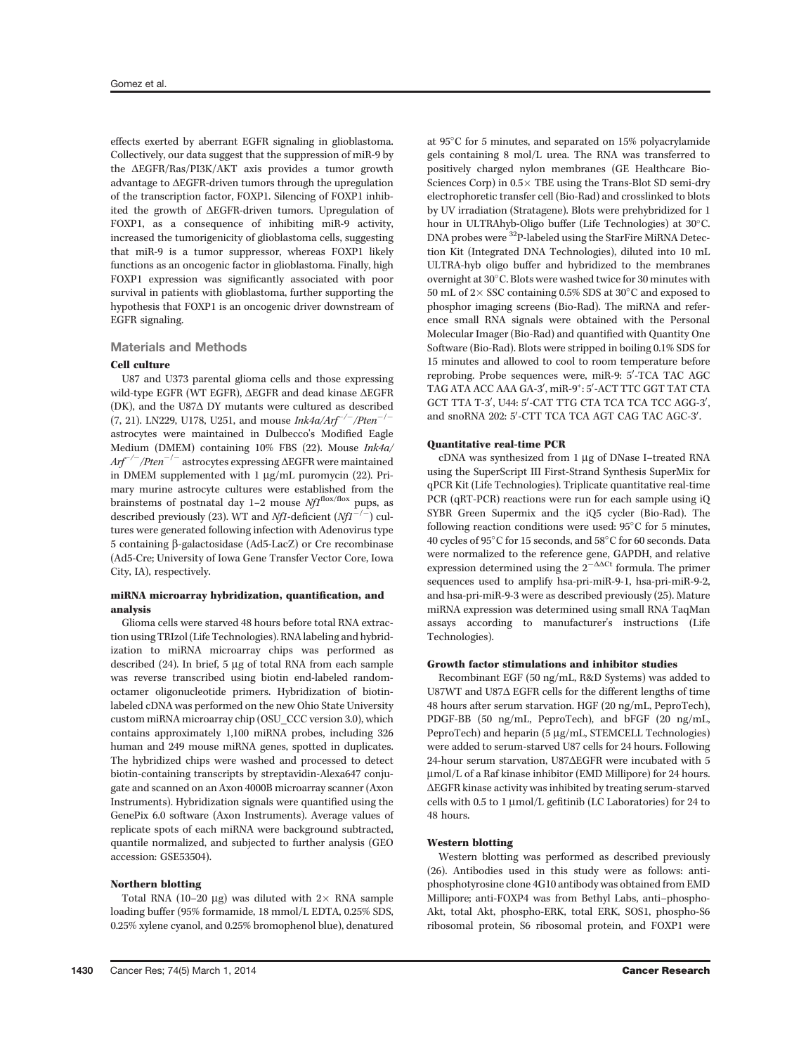effects exerted by aberrant EGFR signaling in glioblastoma. Collectively, our data suggest that the suppression of miR-9 by the ΔEGFR/Ras/PI3K/AKT axis provides a tumor growth advantage to ΔEGFR-driven tumors through the upregulation of the transcription factor, FOXP1. Silencing of FOXP1 inhibited the growth of ΔEGFR-driven tumors. Upregulation of FOXP1, as a consequence of inhibiting miR-9 activity, increased the tumorigenicity of glioblastoma cells, suggesting that miR-9 is a tumor suppressor, whereas FOXP1 likely functions as an oncogenic factor in glioblastoma. Finally, high FOXP1 expression was significantly associated with poor survival in patients with glioblastoma, further supporting the hypothesis that FOXP1 is an oncogenic driver downstream of EGFR signaling.

## Materials and Methods

### Cell culture

U87 and U373 parental glioma cells and those expressing wild-type EGFR (WT EGFR), ΔEGFR and dead kinase ΔEGFR (DK), and the U87Δ DY mutants were cultured as described (7, 21). LN229, U178, U251, and mouse *Ink4a/Arf*$^{-/-}$/*Pten*$^{-/-}$ astrocytes were maintained in Dulbecco's Modified Eagle Medium (DMEM) containing 10% FBS (22). Mouse *Ink4a/Arf*$^{-/-}$/*Pten*$^{-/-}$ astrocytes expressing ΔEGFR were maintained in DMEM supplemented with 1 μg/mL puromycin (22). Primary murine astrocyte cultures were established from the brainstems of postnatal day 1–2 mouse *Nf1*$^{flox/flox}$ pups, as described previously (23). WT and *Nf1*-deficient (*Nf1*$^{-/-}$) cultures were generated following infection with Adenovirus type 5 containing β-galactosidase (Ad5-LacZ) or Cre recombinase (Ad5-Cre; University of Iowa Gene Transfer Vector Core, Iowa City, IA), respectively.

### miRNA microarray hybridization, quantification, and analysis

Glioma cells were starved 48 hours before total RNA extraction using TRIzol (Life Technologies). RNA labeling and hybridization to miRNA microarray chips was performed as described (24). In brief, 5 μg of total RNA from each sample was reverse transcribed using biotin end-labeled random-octamer oligonucleotide primers. Hybridization of biotin-labeled cDNA was performed on the new Ohio State University custom miRNA microarray chip (OSU_CCC version 3.0), which contains approximately 1,100 miRNA probes, including 326 human and 249 mouse miRNA genes, spotted in duplicates. The hybridized chips were washed and processed to detect biotin-containing transcripts by streptavidin-Alexa647 conjugate and scanned on an Axon 4000B microarray scanner (Axon Instruments). Hybridization signals were quantified using the GenePix 6.0 software (Axon Instruments). Average values of replicate spots of each miRNA were background subtracted, quantile normalized, and subjected to further analysis (GEO accession: GSE53504).

### Northern blotting

Total RNA (10–20 μg) was diluted with 2× RNA sample loading buffer (95% formamide, 18 mmol/L EDTA, 0.25% SDS, 0.25% xylene cyanol, and 0.25% bromophenol blue), denatured at 95°C for 5 minutes, and separated on 15% polyacrylamide gels containing 8 mol/L urea. The RNA was transferred to positively charged nylon membranes (GE Healthcare Bio-Sciences Corp) in 0.5× TBE using the Trans-Blot SD semi-dry electrophoretic transfer cell (Bio-Rad) and crosslinked to blots by UV irradiation (Stratagene). Blots were prehybridized for 1 hour in ULTRAhyb-Oligo buffer (Life Technologies) at 30°C. DNA probes were $^{32}$P-labeled using the StarFire MiRNA Detection Kit (Integrated DNA Technologies), diluted into 10 mL ULTRA-hyb oligo buffer and hybridized to the membranes overnight at 30°C. Blots were washed twice for 30 minutes with 50 mL of 2× SSC containing 0.5% SDS at 30°C and exposed to phosphor imaging screens (Bio-Rad). The miRNA and reference small RNA signals were obtained with the Personal Molecular Imager (Bio-Rad) and quantified with Quantity One Software (Bio-Rad). Blots were stripped in boiling 0.1% SDS for 15 minutes and allowed to cool to room temperature before reprobing. Probe sequences were, miR-9: 5′-TCA TAC AGC TAG ATA ACC AAA GA-3′, miR-9*: 5′-ACT TTC GGT TAT CTA GCT TTA T-3′, U44: 5′-CAT TTG CTA TCA TCA TCC AGG-3′, and snoRNA 202: 5′-CTT TCA TCA AGT CAG TAC AGC-3′.

### Quantitative real-time PCR

cDNA was synthesized from 1 μg of DNase I–treated RNA using the SuperScript III First-Strand Synthesis SuperMix for qPCR Kit (Life Technologies). Triplicate quantitative real-time PCR (qRT-PCR) reactions were run for each sample using iQ SYBR Green Supermix and the iQ5 cycler (Bio-Rad). The following reaction conditions were used: 95°C for 5 minutes, 40 cycles of 95°C for 15 seconds, and 58°C for 60 seconds. Data were normalized to the reference gene, GAPDH, and relative expression determined using the $2^{-\Delta\Delta Ct}$ formula. The primer sequences used to amplify hsa-pri-miR-9-1, hsa-pri-miR-9-2, and hsa-pri-miR-9-3 were as described previously (25). Mature miRNA expression was determined using small RNA TaqMan assays according to manufacturer's instructions (Life Technologies).

### Growth factor stimulations and inhibitor studies

Recombinant EGF (50 ng/mL, R&D Systems) was added to U87WT and U87Δ EGFR cells for the different lengths of time 48 hours after serum starvation. HGF (20 ng/mL, PeproTech), PDGF-BB (50 ng/mL, PeproTech), and bFGF (20 ng/mL, PeproTech) and heparin (5 μg/mL, STEMCELL Technologies) were added to serum-starved U87 cells for 24 hours. Following 24-hour serum starvation, U87ΔEGFR were incubated with 5 μmol/L of a Raf kinase inhibitor (EMD Millipore) for 24 hours. ΔEGFR kinase activity was inhibited by treating serum-starved cells with 0.5 to 1 μmol/L gefitinib (LC Laboratories) for 24 to 48 hours.

### Western blotting

Western blotting was performed as described previously (26). Antibodies used in this study were as follows: anti-phosphotyrosine clone 4G10 antibody was obtained from EMD Millipore; anti-FOXP4 was from Bethyl Labs, anti–phospho-Akt, total Akt, phospho-ERK, total ERK, SOS1, phospho-S6 ribosomal protein, S6 ribosomal protein, and FOXP1 were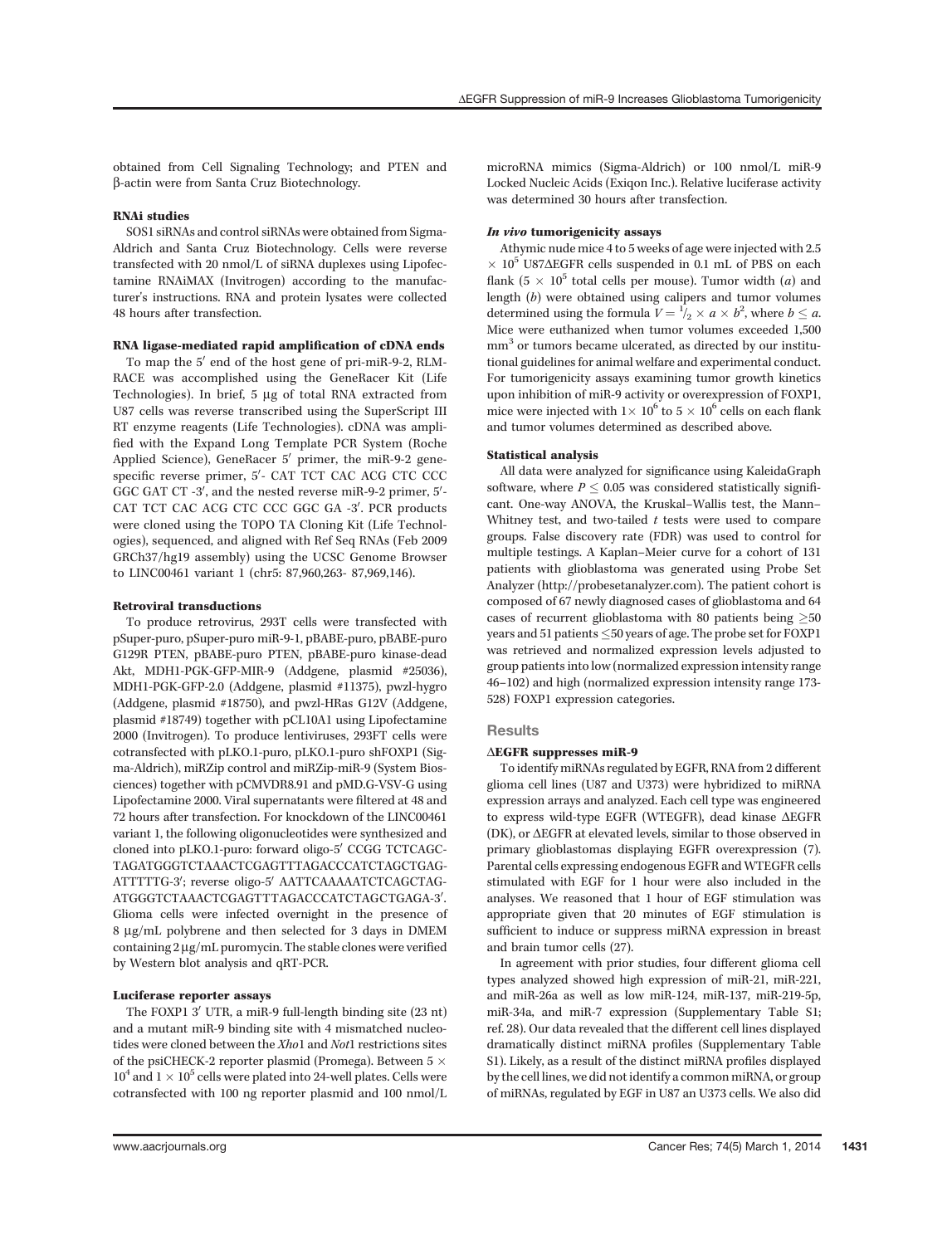obtained from Cell Signaling Technology; and PTEN and β-actin were from Santa Cruz Biotechnology.

#### RNAi studies

SOS1 siRNAs and control siRNAs were obtained from Sigma-Aldrich and Santa Cruz Biotechnology. Cells were reverse transfected with 20 nmol/L of siRNA duplexes using Lipofectamine RNAiMAX (Invitrogen) according to the manufacturer's instructions. RNA and protein lysates were collected 48 hours after transfection.

#### RNA ligase-mediated rapid amplification of cDNA ends

To map the 5′ end of the host gene of pri-miR-9-2, RLM-RACE was accomplished using the GeneRacer Kit (Life Technologies). In brief, 5 μg of total RNA extracted from U87 cells was reverse transcribed using the SuperScript III RT enzyme reagents (Life Technologies). cDNA was amplified with the Expand Long Template PCR System (Roche Applied Science), GeneRacer 5′ primer, the miR-9-2 gene-specific reverse primer, 5′- CAT TCT CAC ACG CTC CCC GGC GAT CT -3′, and the nested reverse miR-9-2 primer, 5′- CAT TCT CAC ACG CTC CCC GGC GA -3′. PCR products were cloned using the TOPO TA Cloning Kit (Life Technologies), sequenced, and aligned with Ref Seq RNAs (Feb 2009 GRCh37/hg19 assembly) using the UCSC Genome Browser to LINC00461 variant 1 (chr5: 87,960,263- 87,969,146).

#### Retroviral transductions

To produce retrovirus, 293T cells were transfected with pSuper-puro, pSuper-puro miR-9-1, pBABE-puro, pBABE-puro G129R PTEN, pBABE-puro PTEN, pBABE-puro kinase-dead Akt, MDH1-PGK-GFP-MIR-9 (Addgene, plasmid #25036), MDH1-PGK-GFP-2.0 (Addgene, plasmid #11375), pwzl-hygro (Addgene, plasmid #18750), and pwzl-HRas G12V (Addgene, plasmid #18749) together with pCL10A1 using Lipofectamine 2000 (Invitrogen). To produce lentiviruses, 293FT cells were cotransfected with pLKO.1-puro, pLKO.1-puro shFOXP1 (Sigma-Aldrich), miRZip control and miRZip-miR-9 (System Biosciences) together with pCMVDR8.91 and pMD.G-VSV-G using Lipofectamine 2000. Viral supernatants were filtered at 48 and 72 hours after transfection. For knockdown of the LINC00461 variant 1, the following oligonucleotides were synthesized and cloned into pLKO.1-puro: forward oligo-5′ CCGG TCTCAGCTAGATGGGTCTAAACTCGAGTTTAGACCCATCTAGCTGAGATTTTTG-3′; reverse oligo-5′ AATTCAAAAATCTCAGCTAGATGGGTCTAAACTCGAGTTTAGACCCATCTAGCTGAGA-3′. Glioma cells were infected overnight in the presence of 8 μg/mL polybrene and then selected for 3 days in DMEM containing 2 μg/mL puromycin. The stable clones were verified by Western blot analysis and qRT-PCR.

#### Luciferase reporter assays

The FOXP1 3′ UTR, a miR-9 full-length binding site (23 nt) and a mutant miR-9 binding site with 4 mismatched nucleotides were cloned between the *Xho*1 and *Not*1 restrictions sites of the psiCHECK-2 reporter plasmid (Promega). Between $5 \times 10^4$ and $1 \times 10^5$ cells were plated into 24-well plates. Cells were cotransfected with 100 ng reporter plasmid and 100 nmol/L microRNA mimics (Sigma-Aldrich) or 100 nmol/L miR-9 Locked Nucleic Acids (Exiqon Inc.). Relative luciferase activity was determined 30 hours after transfection.

#### *In vivo* tumorigenicity assays

Athymic nude mice 4 to 5 weeks of age were injected with $2.5 \times 10^5$ U87ΔEGFR cells suspended in 0.1 mL of PBS on each flank ($5 \times 10^5$ total cells per mouse). Tumor width ($a$) and length ($b$) were obtained using calipers and tumor volumes determined using the formula $V = {}^1/_2 \times a \times b^2$, where $b \leq a$. Mice were euthanized when tumor volumes exceeded 1,500 mm$^3$ or tumors became ulcerated, as directed by our institutional guidelines for animal welfare and experimental conduct. For tumorigenicity assays examining tumor growth kinetics upon inhibition of miR-9 activity or overexpression of FOXP1, mice were injected with $1 \times 10^6$ to $5 \times 10^6$ cells on each flank and tumor volumes determined as described above.

#### Statistical analysis

All data were analyzed for significance using KaleidaGraph software, where $P \leq 0.05$ was considered statistically significant. One-way ANOVA, the Kruskal–Wallis test, the Mann–Whitney test, and two-tailed $t$ tests were used to compare groups. False discovery rate (FDR) was used to control for multiple testings. A Kaplan–Meier curve for a cohort of 131 patients with glioblastoma was generated using Probe Set Analyzer (http://probesetanalyzer.com). The patient cohort is composed of 67 newly diagnosed cases of glioblastoma and 64 cases of recurrent glioblastoma with 80 patients being ≥50 years and 51 patients ≤50 years of age. The probe set for FOXP1 was retrieved and normalized expression levels adjusted to group patients into low (normalized expression intensity range 46–102) and high (normalized expression intensity range 173-528) FOXP1 expression categories.

## Results

#### ΔEGFR suppresses miR-9

To identify miRNAs regulated by EGFR, RNA from 2 different glioma cell lines (U87 and U373) were hybridized to miRNA expression arrays and analyzed. Each cell type was engineered to express wild-type EGFR (WTEGFR), dead kinase ΔEGFR (DK), or ΔEGFR at elevated levels, similar to those observed in primary glioblastomas displaying EGFR overexpression (7). Parental cells expressing endogenous EGFR and WTEGFR cells stimulated with EGF for 1 hour were also included in the analyses. We reasoned that 1 hour of EGF stimulation was appropriate given that 20 minutes of EGF stimulation is sufficient to induce or suppress miRNA expression in breast and brain tumor cells (27).

In agreement with prior studies, four different glioma cell types analyzed showed high expression of miR-21, miR-221, and miR-26a as well as low miR-124, miR-137, miR-219-5p, miR-34a, and miR-7 expression (Supplementary Table S1; ref. 28). Our data revealed that the different cell lines displayed dramatically distinct miRNA profiles (Supplementary Table S1). Likely, as a result of the distinct miRNA profiles displayed by the cell lines, we did not identify a common miRNA, or group of miRNAs, regulated by EGF in U87 an U373 cells. We also did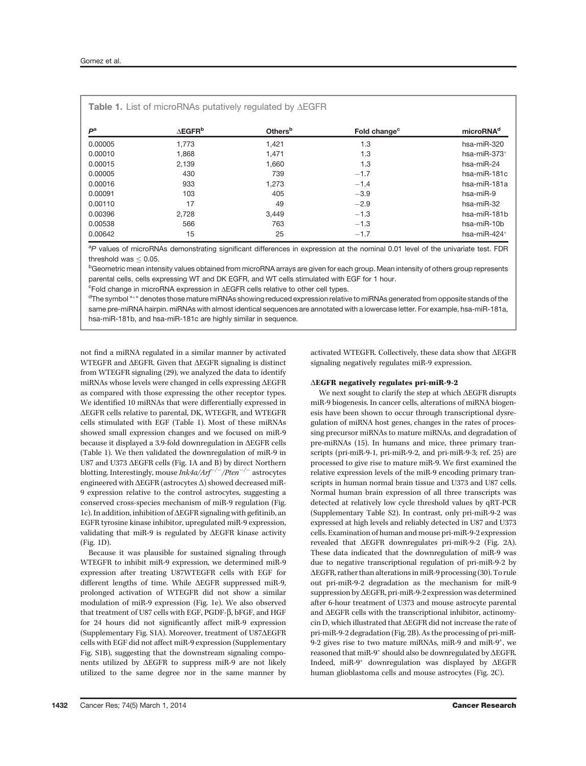**Table 1.** List of microRNAs putatively regulated by ΔEGFR

| $P$[a] | ΔEGFR[b] | Others[b] | Fold change[c] | microRNA[d] |
|---|---|---|---|---|
| 0.00005 | 1,773 | 1,421 | 1.3 | hsa-miR-320 |
| 0.00010 | 1,868 | 1,471 | 1.3 | hsa-miR-373* |
| 0.00015 | 2,139 | 1,660 | 1.3 | hsa-miR-24 |
| 0.00005 | 430 | 739 | −1.7 | hsa-miR-181c |
| 0.00016 | 933 | 1,273 | −1.4 | hsa-miR-181a |
| 0.00091 | 103 | 405 | −3.9 | hsa-miR-9 |
| 0.00110 | 17 | 49 | −2.9 | hsa-miR-32 |
| 0.00396 | 2,728 | 3,449 | −1.3 | hsa-miR-181b |
| 0.00538 | 566 | 763 | −1.3 | hsa-miR-10b |
| 0.00642 | 15 | 25 | −1.7 | hsa-miR-424* |

[a]$P$ values of microRNAs demonstrating significant differences in expression at the nominal 0.01 level of the univariate test. FDR threshold was ≤ 0.05.

[b]Geometric mean intensity values obtained from microRNA arrays are given for each group. Mean intensity of others group represents parental cells, cells expressing WT and DK EGFR, and WT cells stimulated with EGF for 1 hour.

[c]Fold change in microRNA expression in ΔEGFR cells relative to other cell types.

[d]The symbol "*" denotes those mature miRNAs showing reduced expression relative to miRNAs generated from opposite stands of the same pre-miRNA hairpin. miRNAs with almost identical sequences are annotated with a lowercase letter. For example, hsa-miR-181a, hsa-miR-181b, and hsa-miR-181c are highly similar in sequence.

not find a miRNA regulated in a similar manner by activated WTEGFR and ΔEGFR. Given that ΔEGFR signaling is distinct from WTEGFR signaling (29), we analyzed the data to identify miRNAs whose levels were changed in cells expressing ΔEGFR as compared with those expressing the other receptor types. We identified 10 miRNAs that were differentially expressed in ΔEGFR cells relative to parental, DK, WTEGFR, and WTEGFR cells stimulated with EGF (Table 1). Most of these miRNAs showed small expression changes and we focused on miR-9 because it displayed a 3.9-fold downregulation in ΔEGFR cells (Table 1). We then validated the downregulation of miR-9 in U87 and U373 ΔEGFR cells (Fig. 1A and B) by direct Northern blotting. Interestingly, mouse *Ink4a/Arf*$^{-/-}$/*Pten*$^{-/-}$ astrocytes engineered with ΔEGFR (astrocytes Δ) showed decreased miR-9 expression relative to the control astrocytes, suggesting a conserved cross-species mechanism of miR-9 regulation (Fig. 1c). In addition, inhibition of ΔEGFR signaling with gefitinib, an EGFR tyrosine kinase inhibitor, upregulated miR-9 expression, validating that miR-9 is regulated by ΔEGFR kinase activity (Fig. 1D).

Because it was plausible for sustained signaling through WTEGFR to inhibit miR-9 expression, we determined miR-9 expression after treating U87WTEGFR cells with EGF for different lengths of time. While ΔEGFR suppressed miR-9, prolonged activation of WTEGFR did not show a similar modulation of miR-9 expression (Fig. 1e). We also observed that treatment of U87 cells with EGF, PGDF-β, bFGF, and HGF for 24 hours did not significantly affect miR-9 expression (Supplementary Fig. S1A). Moreover, treatment of U87ΔEGFR cells with EGF did not affect miR-9 expression (Supplementary Fig. S1B), suggesting that the downstream signaling components utilized by ΔEGFR to suppress miR-9 are not likely utilized to the same degree nor in the same manner by activated WTEGFR. Collectively, these data show that ΔEGFR signaling negatively regulates miR-9 expression.

### ΔEGFR negatively regulates pri-miR-9-2

We next sought to clarify the step at which ΔEGFR disrupts miR-9 biogenesis. In cancer cells, alterations of miRNA biogenesis have been shown to occur through transcriptional dysregulation of miRNA host genes, changes in the rates of processing precursor miRNAs to mature miRNAs, and degradation of pre-miRNAs (15). In humans and mice, three primary transcripts (pri-miR-9-1, pri-miR-9-2, and pri-miR-9-3; ref. 25) are processed to give rise to mature miR-9. We first examined the relative expression levels of the miR-9 encoding primary transcripts in human normal brain tissue and U373 and U87 cells. Normal human brain expression of all three transcripts was detected at relatively low cycle threshold values by qRT-PCR (Supplementary Table S2). In contrast, only pri-miR-9-2 was expressed at high levels and reliably detected in U87 and U373 cells. Examination of human and mouse pri-miR-9-2 expression revealed that ΔEGFR downregulates pri-miR-9-2 (Fig. 2A). These data indicated that the downregulation of miR-9 was due to negative transcriptional regulation of pri-miR-9-2 by ΔEGFR, rather than alterations in miR-9 processing (30). To rule out pri-miR-9-2 degradation as the mechanism for miR-9 suppression by ΔEGFR, pri-miR-9-2 expression was determined after 6-hour treatment of U373 and mouse astrocyte parental and ΔEGFR cells with the transcriptional inhibitor, actinomycin D, which illustrated that ΔEGFR did not increase the rate of pri-miR-9-2 degradation (Fig. 2B). As the processing of pri-miR-9-2 gives rise to two mature miRNAs, miR-9 and miR-9*, we reasoned that miR-9* should also be downregulated by ΔEGFR. Indeed, miR-9* downregulation was displayed by ΔEGFR human glioblastoma cells and mouse astrocytes (Fig. 2C).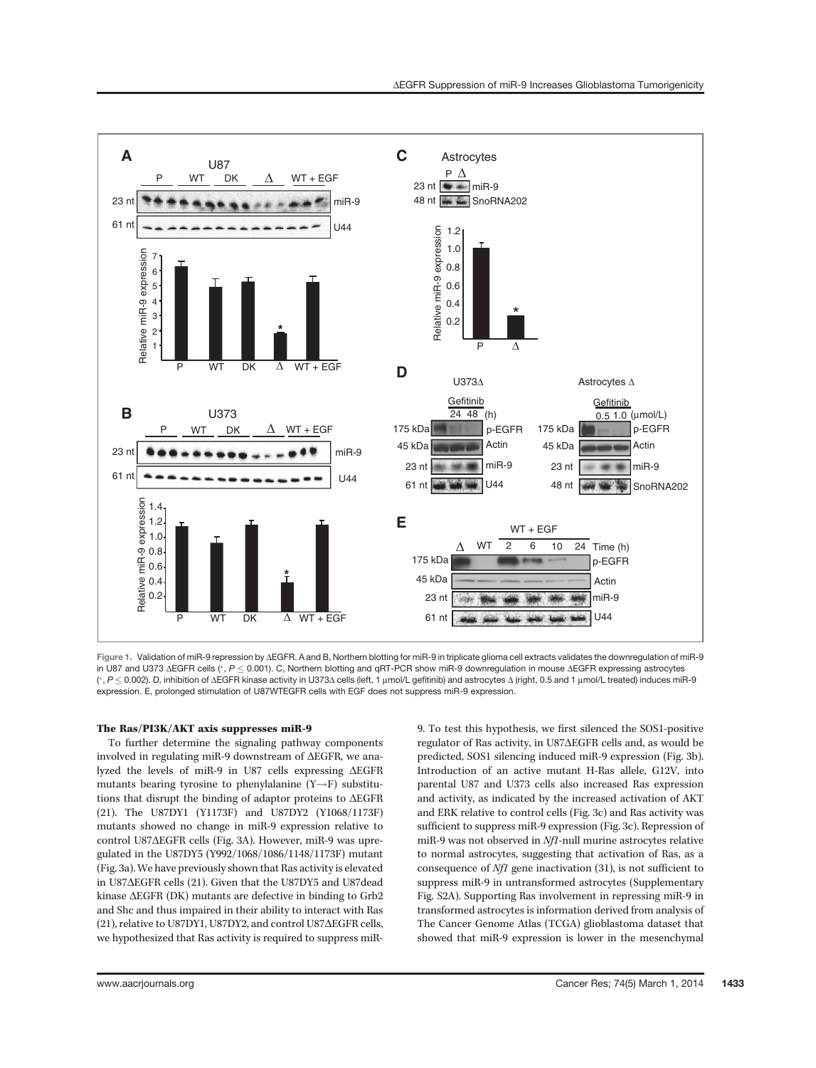Figure 1. Validation of miR-9 repression by ΔEGFR. A and B, Northern blotting for miR-9 in triplicate glioma cell extracts validates the downregulation of miR-9 in U87 and U373 ΔEGFR cells (*, $P \leq 0.001$). C, Northern blotting and qRT-PCR show miR-9 downregulation in mouse ΔEGFR expressing astrocytes (*, $P \leq 0.002$). D, inhibition of ΔEGFR kinase activity in U373Δ cells (left, 1 μmol/L gefitinib) and astrocytes Δ (right, 0.5 and 1 μmol/L treated) induces miR-9 expression. E, prolonged stimulation of U87WTEGFR cells with EGF does not suppress miR-9 expression.

### The Ras/PI3K/AKT axis suppresses miR-9

To further determine the signaling pathway components involved in regulating miR-9 downstream of ΔEGFR, we analyzed the levels of miR-9 in U87 cells expressing ΔEGFR mutants bearing tyrosine to phenylalanine (Y→F) substitutions that disrupt the binding of adaptor proteins to ΔEGFR (21). The U87DY1 (Y1173F) and U87DY2 (Y1068/1173F) mutants showed no change in miR-9 expression relative to control U87ΔEGFR cells (Fig. 3A). However, miR-9 was upregulated in the U87DY5 (Y992/1068/1086/1148/1173F) mutant (Fig. 3a). We have previously shown that Ras activity is elevated in U87ΔEGFR cells (21). Given that the U87DY5 and U87dead kinase ΔEGFR (DK) mutants are defective in binding to Grb2 and Shc and thus impaired in their ability to interact with Ras (21), relative to U87DY1, U87DY2, and control U87ΔEGFR cells, we hypothesized that Ras activity is required to suppress miR-9. To test this hypothesis, we first silenced the SOS1-positive regulator of Ras activity, in U87ΔEGFR cells and, as would be predicted, SOS1 silencing induced miR-9 expression (Fig. 3b). Introduction of an active mutant H-Ras allele, G12V, into parental U87 and U373 cells also increased Ras expression and activity, as indicated by the increased activation of AKT and ERK relative to control cells (Fig. 3c) and Ras activity was sufficient to suppress miR-9 expression (Fig. 3c). Repression of miR-9 was not observed in *Nf1*-null murine astrocytes relative to normal astrocytes, suggesting that activation of Ras, as a consequence of *Nf1* gene inactivation (31), is not sufficient to suppress miR-9 in untransformed astrocytes (Supplementary Fig. S2A). Supporting Ras involvement in repressing miR-9 in transformed astrocytes is information derived from analysis of The Cancer Genome Atlas (TCGA) glioblastoma dataset that showed that miR-9 expression is lower in the mesenchymal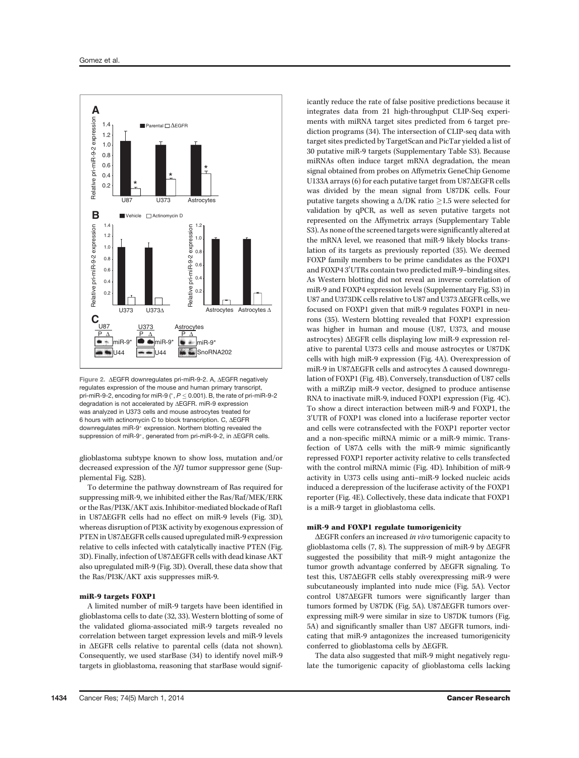Figure 2. ΔEGFR downregulates pri-miR-9-2. A, ΔEGFR negatively regulates expression of the mouse and human primary transcript, pri-miR-9-2, encoding for miR-9 (*, $P \leq 0.001$). B, the rate of pri-miR-9-2 degradation is not accelerated by ΔEGFR. miR-9 expression was analyzed in U373 cells and mouse astrocytes treated for 6 hours with actinomycin C to block transcription. C, ΔEGFR downregulates miR-9* expression. Northern blotting revealed the suppression of miR-9*, generated from pri-miR-9-2, in ΔEGFR cells.

glioblastoma subtype known to show loss, mutation and/or decreased expression of the *Nf1* tumor suppressor gene (Supplemental Fig. S2B).

To determine the pathway downstream of Ras required for suppressing miR-9, we inhibited either the Ras/Raf/MEK/ERK or the Ras/PI3K/AKT axis. Inhibitor-mediated blockade of Raf1 in U87ΔEGFR cells had no effect on miR-9 levels (Fig. 3D), whereas disruption of PI3K activity by exogenous expression of PTEN in U87ΔEGFR cells caused upregulated miR-9 expression relative to cells infected with catalytically inactive PTEN (Fig. 3D). Finally, infection of U87ΔEGFR cells with dead kinase AKT also upregulated miR-9 (Fig. 3D). Overall, these data show that the Ras/PI3K/AKT axis suppresses miR-9.

### miR-9 targets FOXP1

A limited number of miR-9 targets have been identified in glioblastoma cells to date (32, 33). Western blotting of some of the validated glioma-associated miR-9 targets revealed no correlation between target expression levels and miR-9 levels in ΔEGFR cells relative to parental cells (data not shown). Consequently, we used starBase (34) to identify novel miR-9 targets in glioblastoma, reasoning that starBase would significantly reduce the rate of false positive predictions because it integrates data from 21 high-throughput CLIP-Seq experiments with miRNA target sites predicted from 6 target prediction programs (34). The intersection of CLIP-seq data with target sites predicted by TargetScan and PicTar yielded a list of 30 putative miR-9 targets (Supplementary Table S3). Because miRNAs often induce target mRNA degradation, the mean signal obtained from probes on Affymetrix GeneChip Genome U133A arrays (6) for each putative target from U87ΔEGFR cells was divided by the mean signal from U87DK cells. Four putative targets showing a Δ/DK ratio ≥1.5 were selected for validation by qPCR, as well as seven putative targets not represented on the Affymetrix arrays (Supplementary Table S3). As none of the screened targets were significantly altered at the mRNA level, we reasoned that miR-9 likely blocks translation of its targets as previously reported (35). We deemed FOXP family members to be prime candidates as the FOXP1 and FOXP4 3′UTRs contain two predicted miR-9–binding sites. As Western blotting did not reveal an inverse correlation of miR-9 and FOXP4 expression levels (Supplementary Fig. S3) in U87 and U373DK cells relative to U87 and U373 ΔEGFR cells, we focused on FOXP1 given that miR-9 regulates FOXP1 in neurons (35). Western blotting revealed that FOXP1 expression was higher in human and mouse (U87, U373, and mouse astrocytes) ΔEGFR cells displaying low miR-9 expression relative to parental U373 cells and mouse astrocytes or U87DK cells with high miR-9 expression (Fig. 4A). Overexpression of miR-9 in U87ΔEGFR cells and astrocytes Δ caused downregulation of FOXP1 (Fig. 4B). Conversely, transduction of U87 cells with a miRZip miR-9 vector, designed to produce antisense RNA to inactivate miR-9, induced FOXP1 expression (Fig. 4C). To show a direct interaction between miR-9 and FOXP1, the 3′UTR of FOXP1 was cloned into a luciferase reporter vector and cells were cotransfected with the FOXP1 reporter vector and a non-specific miRNA mimic or a miR-9 mimic. Transfection of U87Δ cells with the miR-9 mimic significantly repressed FOXP1 reporter activity relative to cells transfected with the control miRNA mimic (Fig. 4D). Inhibition of miR-9 activity in U373 cells using anti–miR-9 locked nucleic acids induced a derepression of the luciferase activity of the FOXP1 reporter (Fig. 4E). Collectively, these data indicate that FOXP1 is a miR-9 target in glioblastoma cells.

### miR-9 and FOXP1 regulate tumorigenicity

ΔEGFR confers an increased *in vivo* tumorigenic capacity to glioblastoma cells (7, 8). The suppression of miR-9 by ΔEGFR suggested the possibility that miR-9 might antagonize the tumor growth advantage conferred by ΔEGFR signaling. To test this, U87ΔEGFR cells stably overexpressing miR-9 were subcutaneously implanted into nude mice (Fig. 5A). Vector control U87ΔEGFR tumors were significantly larger than tumors formed by U87DK (Fig. 5A). U87ΔEGFR tumors overexpressing miR-9 were similar in size to U87DK tumors (Fig. 5A) and significantly smaller than U87 ΔEGFR tumors, indicating that miR-9 antagonizes the increased tumorigenicity conferred to glioblastoma cells by ΔEGFR.

The data also suggested that miR-9 might negatively regulate the tumorigenic capacity of glioblastoma cells lacking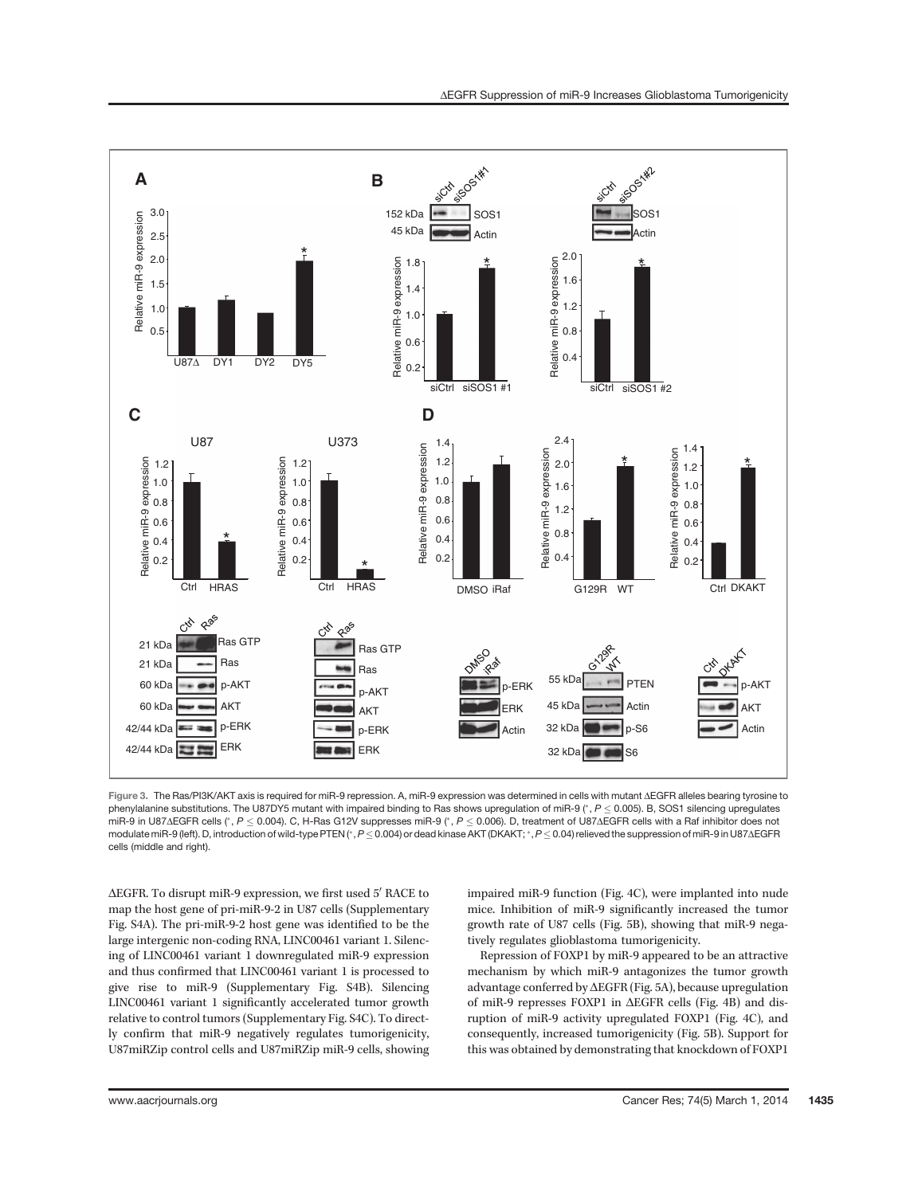Figure 3. The Ras/PI3K/AKT axis is required for miR-9 repression. A, miR-9 expression was determined in cells with mutant ΔEGFR alleles bearing tyrosine to phenylalanine substitutions. The U87DY5 mutant with impaired binding to Ras shows upregulation of miR-9 (*, $P \leq 0.005$). B, SOS1 silencing upregulates miR-9 in U87ΔEGFR cells (*, $P \leq 0.004$). C, H-Ras G12V suppresses miR-9 (*, $P \leq 0.006$). D, treatment of U87ΔEGFR cells with a Raf inhibitor does not modulate miR-9 (left). D, introduction of wild-type PTEN (*, $P \leq 0.004$) or dead kinase AKT (DKAKT; *, $P \leq 0.04$) relieved the suppression of miR-9 in U87ΔEGFR cells (middle and right).

ΔEGFR. To disrupt miR-9 expression, we first used 5′ RACE to map the host gene of pri-miR-9-2 in U87 cells (Supplementary Fig. S4A). The pri-miR-9-2 host gene was identified to be the large intergenic non-coding RNA, LINC00461 variant 1. Silencing of LINC00461 variant 1 downregulated miR-9 expression and thus confirmed that LINC00461 variant 1 is processed to give rise to miR-9 (Supplementary Fig. S4B). Silencing LINC00461 variant 1 significantly accelerated tumor growth relative to control tumors (Supplementary Fig. S4C). To directly confirm that miR-9 negatively regulates tumorigenicity, U87miRZip control cells and U87miRZip miR-9 cells, showing impaired miR-9 function (Fig. 4C), were implanted into nude mice. Inhibition of miR-9 significantly increased the tumor growth rate of U87 cells (Fig. 5B), showing that miR-9 negatively regulates glioblastoma tumorigenicity.

Repression of FOXP1 by miR-9 appeared to be an attractive mechanism by which miR-9 antagonizes the tumor growth advantage conferred by ΔEGFR (Fig. 5A), because upregulation of miR-9 represses FOXP1 in ΔEGFR cells (Fig. 4B) and disruption of miR-9 activity upregulated FOXP1 (Fig. 4C), and consequently, increased tumorigenicity (Fig. 5B). Support for this was obtained by demonstrating that knockdown of FOXP1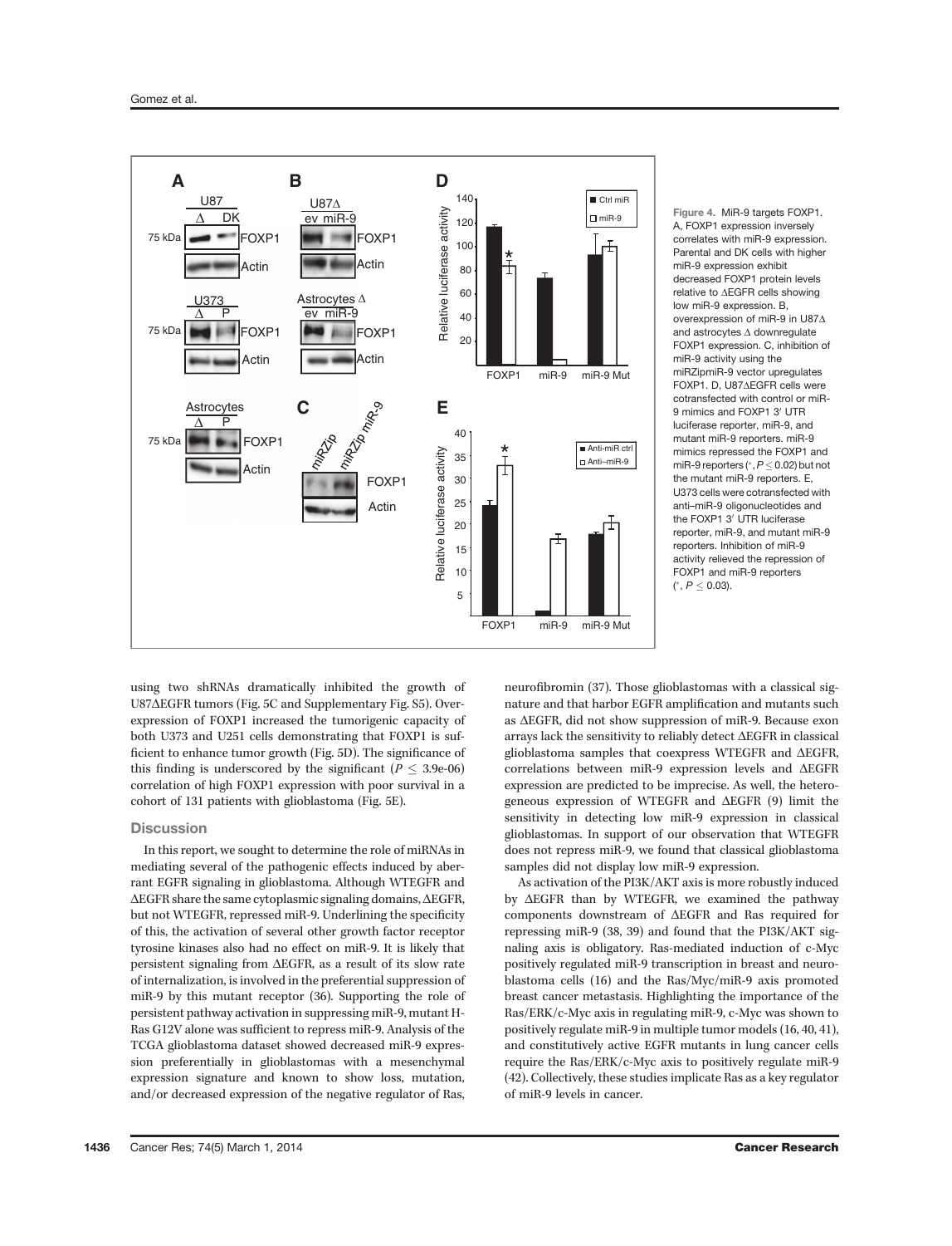Figure 4. MiR-9 targets FOXP1. A, FOXP1 expression inversely correlates with miR-9 expression. Parental and DK cells with higher miR-9 expression exhibit decreased FOXP1 protein levels relative to ΔEGFR cells showing low miR-9 expression. B, overexpression of miR-9 in U87Δ and astrocytes Δ downregulate FOXP1 expression. C, inhibition of miR-9 activity using the miRZipmiR-9 vector upregulates FOXP1. D, U87ΔEGFR cells were cotransfected with control or miR-9 mimics and FOXP1 3′ UTR luciferase reporter, miR-9, and mutant miR-9 reporters. miR-9 mimics repressed the FOXP1 and miR-9 reporters (*, $P \leq 0.02$) but not the mutant miR-9 reporters. E, U373 cells were cotransfected with anti–miR-9 oligonucleotides and the FOXP1 3′ UTR luciferase reporter, miR-9, and mutant miR-9 reporters. Inhibition of miR-9 activity relieved the repression of FOXP1 and miR-9 reporters (*, $P \leq 0.03$).

using two shRNAs dramatically inhibited the growth of U87ΔEGFR tumors (Fig. 5C and Supplementary Fig. S5). Overexpression of FOXP1 increased the tumorigenic capacity of both U373 and U251 cells demonstrating that FOXP1 is sufficient to enhance tumor growth (Fig. 5D). The significance of this finding is underscored by the significant ($P \leq 3.9e\text{-}06$) correlation of high FOXP1 expression with poor survival in a cohort of 131 patients with glioblastoma (Fig. 5E).

## Discussion

In this report, we sought to determine the role of miRNAs in mediating several of the pathogenic effects induced by aberrant EGFR signaling in glioblastoma. Although WTEGFR and ΔEGFR share the same cytoplasmic signaling domains, ΔEGFR, but not WTEGFR, repressed miR-9. Underlining the specificity of this, the activation of several other growth factor receptor tyrosine kinases also had no effect on miR-9. It is likely that persistent signaling from ΔEGFR, as a result of its slow rate of internalization, is involved in the preferential suppression of miR-9 by this mutant receptor (36). Supporting the role of persistent pathway activation in suppressing miR-9, mutant H-Ras G12V alone was sufficient to repress miR-9. Analysis of the TCGA glioblastoma dataset showed decreased miR-9 expression preferentially in glioblastomas with a mesenchymal expression signature and known to show loss, mutation, and/or decreased expression of the negative regulator of Ras, neurofibromin (37). Those glioblastomas with a classical signature and that harbor EGFR amplification and mutants such as ΔEGFR, did not show suppression of miR-9. Because exon arrays lack the sensitivity to reliably detect ΔEGFR in classical glioblastoma samples that coexpress WTEGFR and ΔEGFR, correlations between miR-9 expression levels and ΔEGFR expression are predicted to be imprecise. As well, the heterogeneous expression of WTEGFR and ΔEGFR (9) limit the sensitivity in detecting low miR-9 expression in classical glioblastomas. In support of our observation that WTEGFR does not repress miR-9, we found that classical glioblastoma samples did not display low miR-9 expression.

As activation of the PI3K/AKT axis is more robustly induced by ΔEGFR than by WTEGFR, we examined the pathway components downstream of ΔEGFR and Ras required for repressing miR-9 (38, 39) and found that the PI3K/AKT signaling axis is obligatory. Ras-mediated induction of c-Myc positively regulated miR-9 transcription in breast and neuroblastoma cells (16) and the Ras/Myc/miR-9 axis promoted breast cancer metastasis. Highlighting the importance of the Ras/ERK/c-Myc axis in regulating miR-9, c-Myc was shown to positively regulate miR-9 in multiple tumor models (16, 40, 41), and constitutively active EGFR mutants in lung cancer cells require the Ras/ERK/c-Myc axis to positively regulate miR-9 (42). Collectively, these studies implicate Ras as a key regulator of miR-9 levels in cancer.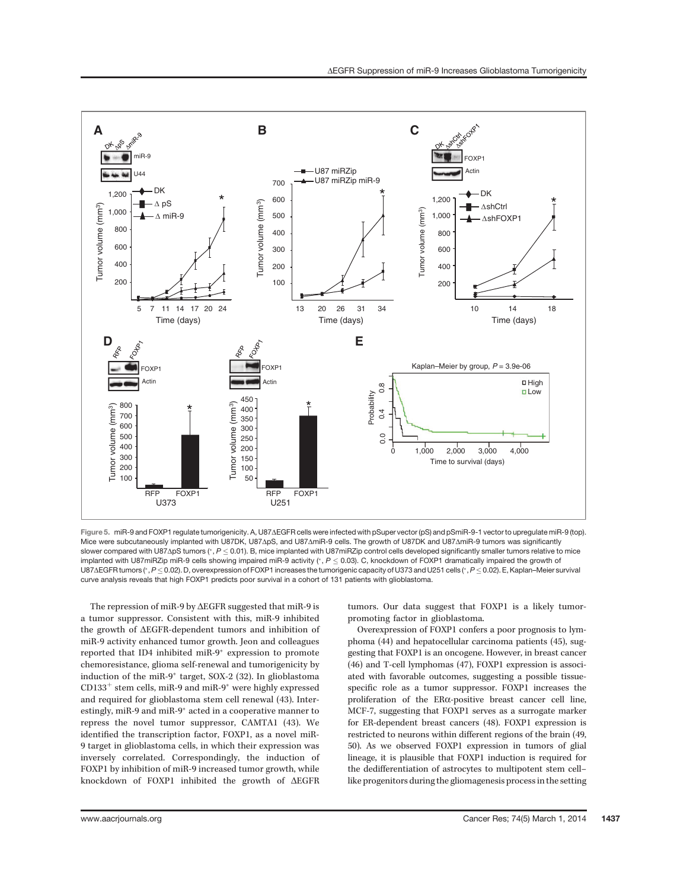Figure 5. miR-9 and FOXP1 regulate tumorigenicity. A, U87ΔEGFR cells were infected with pSuper vector (pS) and pSmiR-9-1 vector to upregulate miR-9 (top). Mice were subcutaneously implanted with U87DK, U87ΔpS, and U87ΔmiR-9 cells. The growth of U87DK and U87ΔmiR-9 tumors was significantly slower compared with U87ΔpS tumors (*, $P \leq 0.01$). B, mice implanted with U87miRZip control cells developed significantly smaller tumors relative to mice implanted with U87miRZip miR-9 cells showing impaired miR-9 activity (*, $P \leq 0.03$). C, knockdown of FOXP1 dramatically impaired the growth of U87ΔEGFR tumors (*, $P \leq 0.02$). D, overexpression of FOXP1 increases the tumorigenic capacity of U373 and U251 cells (*, $P \leq 0.02$). E, Kaplan–Meier survival curve analysis reveals that high FOXP1 predicts poor survival in a cohort of 131 patients with glioblastoma.

The repression of miR-9 by ΔEGFR suggested that miR-9 is a tumor suppressor. Consistent with this, miR-9 inhibited the growth of ΔEGFR-dependent tumors and inhibition of miR-9 activity enhanced tumor growth. Jeon and colleagues reported that ID4 inhibited miR-9* expression to promote chemoresistance, glioma self-renewal and tumorigenicity by induction of the miR-9* target, SOX-2 (32). In glioblastoma $CD133^{+}$ stem cells, miR-9 and miR-9* were highly expressed and required for glioblastoma stem cell renewal (43). Interestingly, miR-9 and miR-9* acted in a cooperative manner to repress the novel tumor suppressor, CAMTA1 (43). We identified the transcription factor, FOXP1, as a novel miR-9 target in glioblastoma cells, in which their expression was inversely correlated. Correspondingly, the induction of FOXP1 by inhibition of miR-9 increased tumor growth, while knockdown of FOXP1 inhibited the growth of ΔEGFR tumors. Our data suggest that FOXP1 is a likely tumor-promoting factor in glioblastoma.

Overexpression of FOXP1 confers a poor prognosis to lymphoma (44) and hepatocellular carcinoma patients (45), suggesting that FOXP1 is an oncogene. However, in breast cancer (46) and T-cell lymphomas (47), FOXP1 expression is associated with favorable outcomes, suggesting a possible tissue-specific role as a tumor suppressor. FOXP1 increases the proliferation of the ERα-positive breast cancer cell line, MCF-7, suggesting that FOXP1 serves as a surrogate marker for ER-dependent breast cancers (48). FOXP1 expression is restricted to neurons within different regions of the brain (49, 50). As we observed FOXP1 expression in tumors of glial lineage, it is plausible that FOXP1 induction is required for the dedifferentiation of astrocytes to multipotent stem cell–like progenitors during the gliomagenesis process in the setting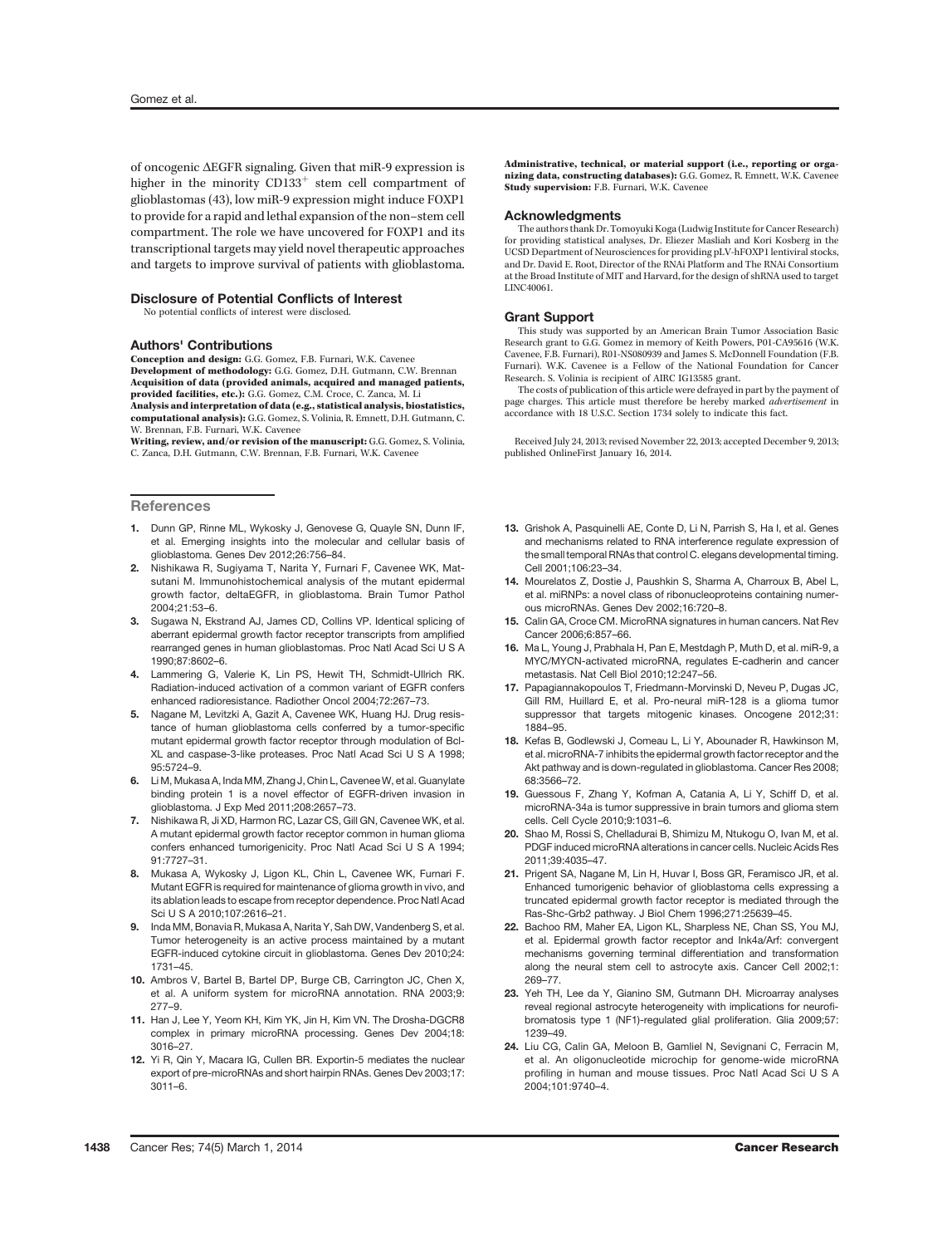of oncogenic ΔEGFR signaling. Given that miR-9 expression is higher in the minority $CD133^{+}$ stem cell compartment of glioblastomas (43), low miR-9 expression might induce FOXP1 to provide for a rapid and lethal expansion of the non–stem cell compartment. The role we have uncovered for FOXP1 and its transcriptional targets may yield novel therapeutic approaches and targets to improve survival of patients with glioblastoma.

## Disclosure of Potential Conflicts of Interest

No potential conflicts of interest were disclosed.

## Authors' Contributions

**Conception and design:** G.G. Gomez, F.B. Furnari, W.K. Cavenee
**Development of methodology:** G.G. Gomez, D.H. Gutmann, C.W. Brennan
**Acquisition of data (provided animals, acquired and managed patients, provided facilities, etc.):** G.G. Gomez, C.M. Croce, C. Zanca, M. Li
**Analysis and interpretation of data (e.g., statistical analysis, biostatistics, computational analysis):** G.G. Gomez, S. Volinia, R. Emnett, D.H. Gutmann, C. W. Brennan, F.B. Furnari, W.K. Cavenee
**Writing, review, and/or revision of the manuscript:** G.G. Gomez, S. Volinia, C. Zanca, D.H. Gutmann, C.W. Brennan, F.B. Furnari, W.K. Cavenee
**Administrative, technical, or material support (i.e., reporting or organizing data, constructing databases):** G.G. Gomez, R. Emnett, W.K. Cavenee
**Study supervision:** F.B. Furnari, W.K. Cavenee

## Acknowledgments

The authors thank Dr. Tomoyuki Koga (Ludwig Institute for Cancer Research) for providing statistical analyses, Dr. Eliezer Masliah and Kori Kosberg in the UCSD Department of Neurosciences for providing pLV-hFOXP1 lentiviral stocks, and Dr. David E. Root, Director of the RNAi Platform and The RNAi Consortium at the Broad Institute of MIT and Harvard, for the design of shRNA used to target LINC40061.

## Grant Support

This study was supported by an American Brain Tumor Association Basic Research grant to G.G. Gomez in memory of Keith Powers, P01-CA95616 (W.K. Cavenee, F.B. Furnari), R01-NS080939 and James S. McDonnell Foundation (F.B. Furnari). W.K. Cavenee is a Fellow of the National Foundation for Cancer Research. S. Volinia is recipient of AIRC IG13585 grant.

The costs of publication of this article were defrayed in part by the payment of page charges. This article must therefore be hereby marked *advertisement* in accordance with 18 U.S.C. Section 1734 solely to indicate this fact.

Received July 24, 2013; revised November 22, 2013; accepted December 9, 2013; published OnlineFirst January 16, 2014.

## References

1. Dunn GP, Rinne ML, Wykosky J, Genovese G, Quayle SN, Dunn IF, et al. Emerging insights into the molecular and cellular basis of glioblastoma. Genes Dev 2012;26:756–84.
2. Nishikawa R, Sugiyama T, Narita Y, Furnari F, Cavenee WK, Matsutani M. Immunohistochemical analysis of the mutant epidermal growth factor, deltaEGFR, in glioblastoma. Brain Tumor Pathol 2004;21:53–6.
3. Sugawa N, Ekstrand AJ, James CD, Collins VP. Identical splicing of aberrant epidermal growth factor receptor transcripts from amplified rearranged genes in human glioblastomas. Proc Natl Acad Sci U S A 1990;87:8602–6.
4. Lammering G, Valerie K, Lin PS, Hewit TH, Schmidt-Ullrich RK. Radiation-induced activation of a common variant of EGFR confers enhanced radioresistance. Radiother Oncol 2004;72:267–73.
5. Nagane M, Levitzki A, Gazit A, Cavenee WK, Huang HJ. Drug resistance of human glioblastoma cells conferred by a tumor-specific mutant epidermal growth factor receptor through modulation of Bcl-XL and caspase-3-like proteases. Proc Natl Acad Sci U S A 1998; 95:5724–9.
6. Li M, Mukasa A, Inda MM, Zhang J, Chin L, Cavenee W, et al. Guanylate binding protein 1 is a novel effector of EGFR-driven invasion in glioblastoma. J Exp Med 2011;208:2657–73.
7. Nishikawa R, Ji XD, Harmon RC, Lazar CS, Gill GN, Cavenee WK, et al. A mutant epidermal growth factor receptor common in human glioma confers enhanced tumorigenicity. Proc Natl Acad Sci U S A 1994; 91:7727–31.
8. Mukasa A, Wykosky J, Ligon KL, Chin L, Cavenee WK, Furnari F. Mutant EGFR is required for maintenance of glioma growth in vivo, and its ablation leads to escape from receptor dependence. Proc Natl Acad Sci U S A 2010;107:2616–21.
9. Inda MM, Bonavia R, Mukasa A, Narita Y, Sah DW, Vandenberg S, et al. Tumor heterogeneity is an active process maintained by a mutant EGFR-induced cytokine circuit in glioblastoma. Genes Dev 2010;24: 1731–45.
10. Ambros V, Bartel B, Bartel DP, Burge CB, Carrington JC, Chen X, et al. A uniform system for microRNA annotation. RNA 2003;9: 277–9.
11. Han J, Lee Y, Yeom KH, Kim YK, Jin H, Kim VN. The Drosha-DGCR8 complex in primary microRNA processing. Genes Dev 2004;18: 3016–27.
12. Yi R, Qin Y, Macara IG, Cullen BR. Exportin-5 mediates the nuclear export of pre-microRNAs and short hairpin RNAs. Genes Dev 2003;17: 3011–6.
13. Grishok A, Pasquinelli AE, Conte D, Li N, Parrish S, Ha I, et al. Genes and mechanisms related to RNA interference regulate expression of the small temporal RNAs that control C. elegans developmental timing. Cell 2001;106:23–34.
14. Mourelatos Z, Dostie J, Paushkin S, Sharma A, Charroux B, Abel L, et al. miRNPs: a novel class of ribonucleoproteins containing numerous microRNAs. Genes Dev 2002;16:720–8.
15. Calin GA, Croce CM. MicroRNA signatures in human cancers. Nat Rev Cancer 2006;6:857–66.
16. Ma L, Young J, Prabhala H, Pan E, Mestdagh P, Muth D, et al. miR-9, a MYC/MYCN-activated microRNA, regulates E-cadherin and cancer metastasis. Nat Cell Biol 2010;12:247–56.
17. Papagiannakopoulos T, Friedmann-Morvinski D, Neveu P, Dugas JC, Gill RM, Huillard E, et al. Pro-neural miR-128 is a glioma tumor suppressor that targets mitogenic kinases. Oncogene 2012;31: 1884–95.
18. Kefas B, Godlewski J, Comeau L, Li Y, Abounader R, Hawkinson M, et al. microRNA-7 inhibits the epidermal growth factor receptor and the Akt pathway and is down-regulated in glioblastoma. Cancer Res 2008; 68:3566–72.
19. Guessous F, Zhang Y, Kofman A, Catania A, Li Y, Schiff D, et al. microRNA-34a is tumor suppressive in brain tumors and glioma stem cells. Cell Cycle 2010;9:1031–6.
20. Shao M, Rossi S, Chelladurai B, Shimizu M, Ntukogu O, Ivan M, et al. PDGF induced microRNA alterations in cancer cells. Nucleic Acids Res 2011;39:4035–47.
21. Prigent SA, Nagane M, Lin H, Huvar I, Boss GR, Feramisco JR, et al. Enhanced tumorigenic behavior of glioblastoma cells expressing a truncated epidermal growth factor receptor is mediated through the Ras-Shc-Grb2 pathway. J Biol Chem 1996;271:25639–45.
22. Bachoo RM, Maher EA, Ligon KL, Sharpless NE, Chan SS, You MJ, et al. Epidermal growth factor receptor and Ink4a/Arf: convergent mechanisms governing terminal differentiation and transformation along the neural stem cell to astrocyte axis. Cancer Cell 2002;1: 269–77.
23. Yeh TH, Lee da Y, Gianino SM, Gutmann DH. Microarray analyses reveal regional astrocyte heterogeneity with implications for neurofibromatosis type 1 (NF1)-regulated glial proliferation. Glia 2009;57: 1239–49.
24. Liu CG, Calin GA, Meloon B, Gamliel N, Sevignani C, Ferracin M, et al. An oligonucleotide microchip for genome-wide microRNA profiling in human and mouse tissues. Proc Natl Acad Sci U S A 2004;101:9740–4.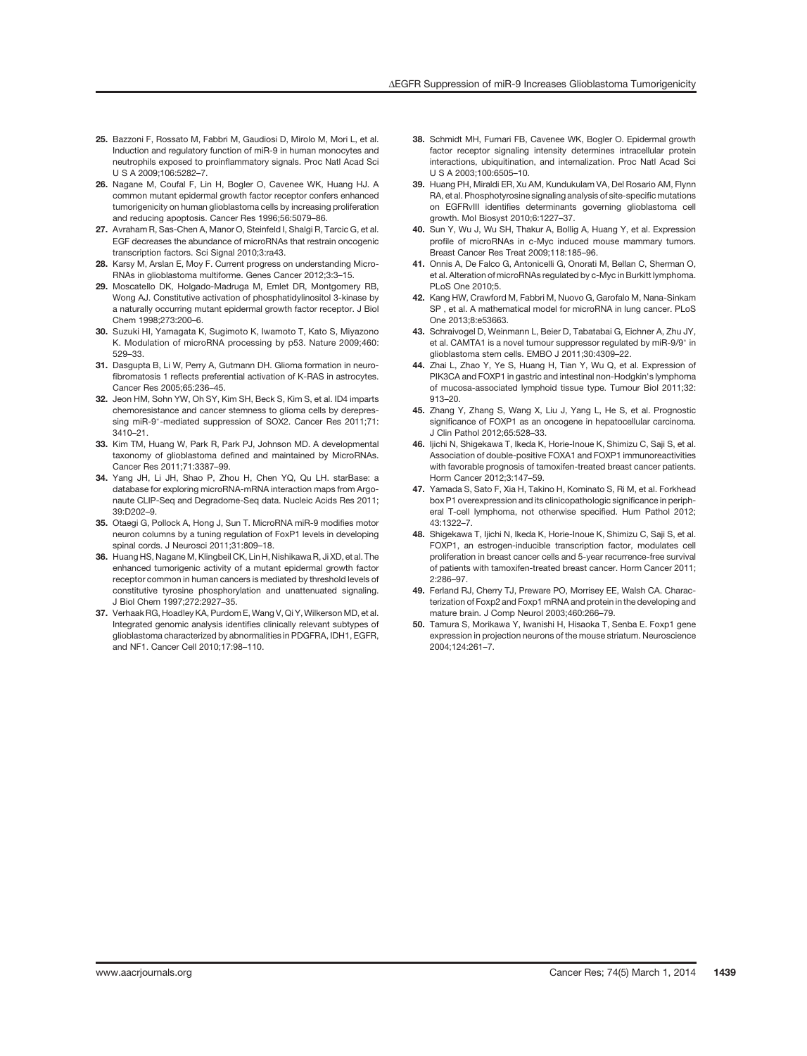25. Bazzoni F, Rossato M, Fabbri M, Gaudiosi D, Mirolo M, Mori L, et al. Induction and regulatory function of miR-9 in human monocytes and neutrophils exposed to proinflammatory signals. Proc Natl Acad Sci U S A 2009;106:5282–7.
26. Nagane M, Coufal F, Lin H, Bogler O, Cavenee WK, Huang HJ. A common mutant epidermal growth factor receptor confers enhanced tumorigenicity on human glioblastoma cells by increasing proliferation and reducing apoptosis. Cancer Res 1996;56:5079–86.
27. Avraham R, Sas-Chen A, Manor O, Steinfeld I, Shalgi R, Tarcic G, et al. EGF decreases the abundance of microRNAs that restrain oncogenic transcription factors. Sci Signal 2010;3:ra43.
28. Karsy M, Arslan E, Moy F. Current progress on understanding MicroRNAs in glioblastoma multiforme. Genes Cancer 2012;3:3–15.
29. Moscatello DK, Holgado-Madruga M, Emlet DR, Montgomery RB, Wong AJ. Constitutive activation of phosphatidylinositol 3-kinase by a naturally occurring mutant epidermal growth factor receptor. J Biol Chem 1998;273:200–6.
30. Suzuki HI, Yamagata K, Sugimoto K, Iwamoto T, Kato S, Miyazono K. Modulation of microRNA processing by p53. Nature 2009;460:529–33.
31. Dasgupta B, Li W, Perry A, Gutmann DH. Glioma formation in neurofibromatosis 1 reflects preferential activation of K-RAS in astrocytes. Cancer Res 2005;65:236–45.
32. Jeon HM, Sohn YW, Oh SY, Kim SH, Beck S, Kim S, et al. ID4 imparts chemoresistance and cancer stemness to glioma cells by derepressing miR-9*-mediated suppression of SOX2. Cancer Res 2011;71:3410–21.
33. Kim TM, Huang W, Park R, Park PJ, Johnson MD. A developmental taxonomy of glioblastoma defined and maintained by MicroRNAs. Cancer Res 2011;71:3387–99.
34. Yang JH, Li JH, Shao P, Zhou H, Chen YQ, Qu LH. starBase: a database for exploring microRNA-mRNA interaction maps from Argonaute CLIP-Seq and Degradome-Seq data. Nucleic Acids Res 2011;39:D202–9.
35. Otaegi G, Pollock A, Hong J, Sun T. MicroRNA miR-9 modifies motor neuron columns by a tuning regulation of FoxP1 levels in developing spinal cords. J Neurosci 2011;31:809–18.
36. Huang HS, Nagane M, Klingbeil CK, Lin H, Nishikawa R, Ji XD, et al. The enhanced tumorigenic activity of a mutant epidermal growth factor receptor common in human cancers is mediated by threshold levels of constitutive tyrosine phosphorylation and unattenuated signaling. J Biol Chem 1997;272:2927–35.
37. Verhaak RG, Hoadley KA, Purdom E, Wang V, Qi Y, Wilkerson MD, et al. Integrated genomic analysis identifies clinically relevant subtypes of glioblastoma characterized by abnormalities in PDGFRA, IDH1, EGFR, and NF1. Cancer Cell 2010;17:98–110.
38. Schmidt MH, Furnari FB, Cavenee WK, Bogler O. Epidermal growth factor receptor signaling intensity determines intracellular protein interactions, ubiquitination, and internalization. Proc Natl Acad Sci U S A 2003;100:6505–10.
39. Huang PH, Miraldi ER, Xu AM, Kundukulam VA, Del Rosario AM, Flynn RA, et al. Phosphotyrosine signaling analysis of site-specific mutations on EGFRvIII identifies determinants governing glioblastoma cell growth. Mol Biosyst 2010;6:1227–37.
40. Sun Y, Wu J, Wu SH, Thakur A, Bollig A, Huang Y, et al. Expression profile of microRNAs in c-Myc induced mouse mammary tumors. Breast Cancer Res Treat 2009;118:185–96.
41. Onnis A, De Falco G, Antonicelli G, Onorati M, Bellan C, Sherman O, et al. Alteration of microRNAs regulated by c-Myc in Burkitt lymphoma. PLoS One 2010;5.
42. Kang HW, Crawford M, Fabbri M, Nuovo G, Garofalo M, Nana-Sinkam SP , et al. A mathematical model for microRNA in lung cancer. PLoS One 2013;8:e53663.
43. Schraivogel D, Weinmann L, Beier D, Tabatabai G, Eichner A, Zhu JY, et al. CAMTA1 is a novel tumour suppressor regulated by miR-9/9* in glioblastoma stem cells. EMBO J 2011;30:4309–22.
44. Zhai L, Zhao Y, Ye S, Huang H, Tian Y, Wu Q, et al. Expression of PIK3CA and FOXP1 in gastric and intestinal non-Hodgkin's lymphoma of mucosa-associated lymphoid tissue type. Tumour Biol 2011;32:913–20.
45. Zhang Y, Zhang S, Wang X, Liu J, Yang L, He S, et al. Prognostic significance of FOXP1 as an oncogene in hepatocellular carcinoma. J Clin Pathol 2012;65:528–33.
46. Ijichi N, Shigekawa T, Ikeda K, Horie-Inoue K, Shimizu C, Saji S, et al. Association of double-positive FOXA1 and FOXP1 immunoreactivities with favorable prognosis of tamoxifen-treated breast cancer patients. Horm Cancer 2012;3:147–59.
47. Yamada S, Sato F, Xia H, Takino H, Kominato S, Ri M, et al. Forkhead box P1 overexpression and its clinicopathologic significance in peripheral T-cell lymphoma, not otherwise specified. Hum Pathol 2012;43:1322–7.
48. Shigekawa T, Ijichi N, Ikeda K, Horie-Inoue K, Shimizu C, Saji S, et al. FOXP1, an estrogen-inducible transcription factor, modulates cell proliferation in breast cancer cells and 5-year recurrence-free survival of patients with tamoxifen-treated breast cancer. Horm Cancer 2011;2:286–97.
49. Ferland RJ, Cherry TJ, Preware PO, Morrisey EE, Walsh CA. Characterization of Foxp2 and Foxp1 mRNA and protein in the developing and mature brain. J Comp Neurol 2003;460:266–79.
50. Tamura S, Morikawa Y, Iwanishi H, Hisaoka T, Senba E. Foxp1 gene expression in projection neurons of the mouse striatum. Neuroscience 2004;124:261–7.